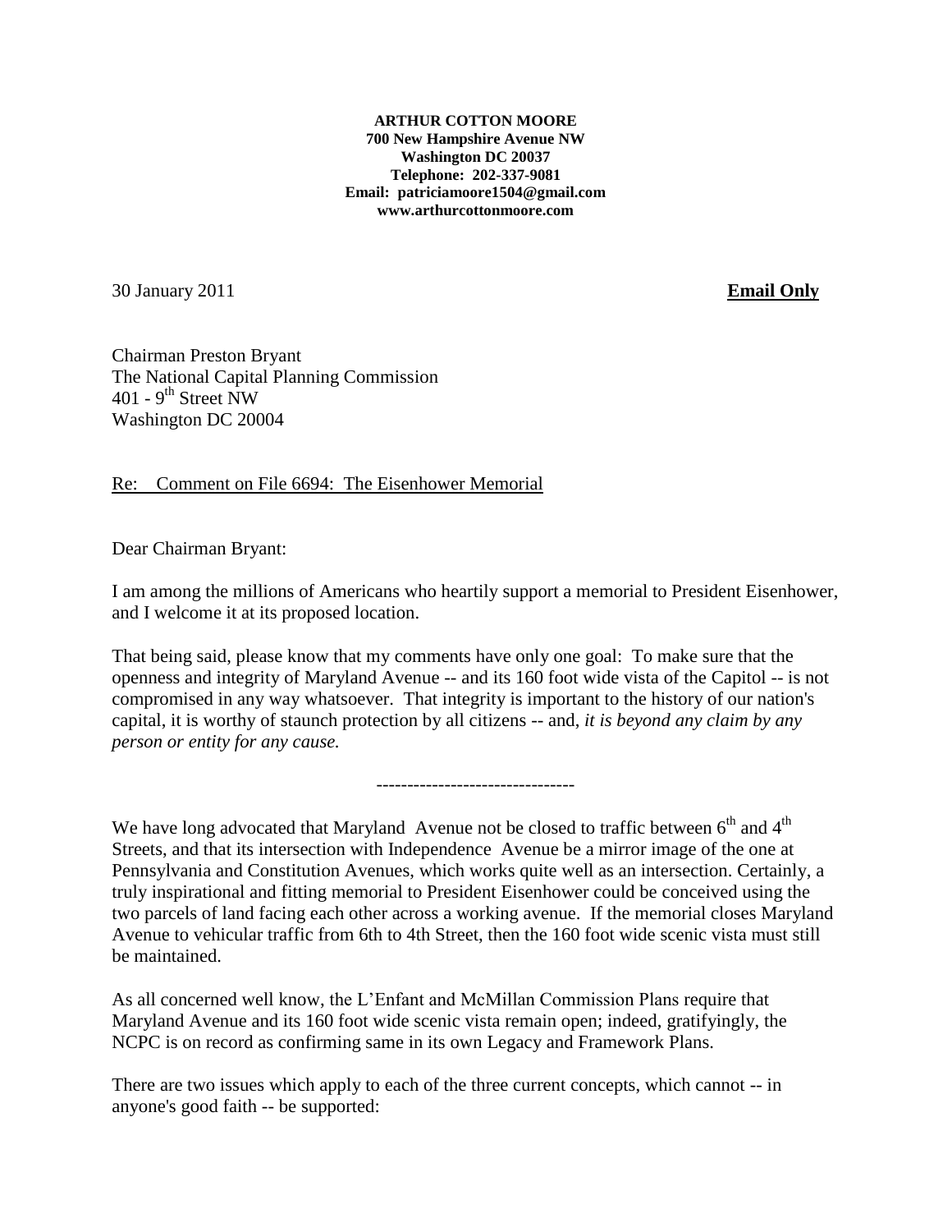**ARTHUR COTTON MOORE**
**700 New Hampshire Avenue NW**
**Washington DC 20037**
**Telephone: 202-337-9081**
**Email: patriciamoore1504@gmail.com**
**www.arthurcottonmoore.com**

30 January 2011 **Email Only**

Chairman Preston Bryant
The National Capital Planning Commission
401 - 9th Street NW
Washington DC 20004

Re: Comment on File 6694: The Eisenhower Memorial

Dear Chairman Bryant:

I am among the millions of Americans who heartily support a memorial to President Eisenhower, and I welcome it at its proposed location.

That being said, please know that my comments have only one goal: To make sure that the openness and integrity of Maryland Avenue -- and its 160 foot wide vista of the Capitol -- is not compromised in any way whatsoever. That integrity is important to the history of our nation's capital, it is worthy of staunch protection by all citizens -- and, *it is beyond any claim by any person or entity for any cause.*

-------------------------------

We have long advocated that Maryland Avenue not be closed to traffic between 6th and 4th Streets, and that its intersection with Independence Avenue be a mirror image of the one at Pennsylvania and Constitution Avenues, which works quite well as an intersection. Certainly, a truly inspirational and fitting memorial to President Eisenhower could be conceived using the two parcels of land facing each other across a working avenue. If the memorial closes Maryland Avenue to vehicular traffic from 6th to 4th Street, then the 160 foot wide scenic vista must still be maintained.

As all concerned well know, the L'Enfant and McMillan Commission Plans require that Maryland Avenue and its 160 foot wide scenic vista remain open; indeed, gratifyingly, the NCPC is on record as confirming same in its own Legacy and Framework Plans.

There are two issues which apply to each of the three current concepts, which cannot -- in anyone's good faith -- be supported: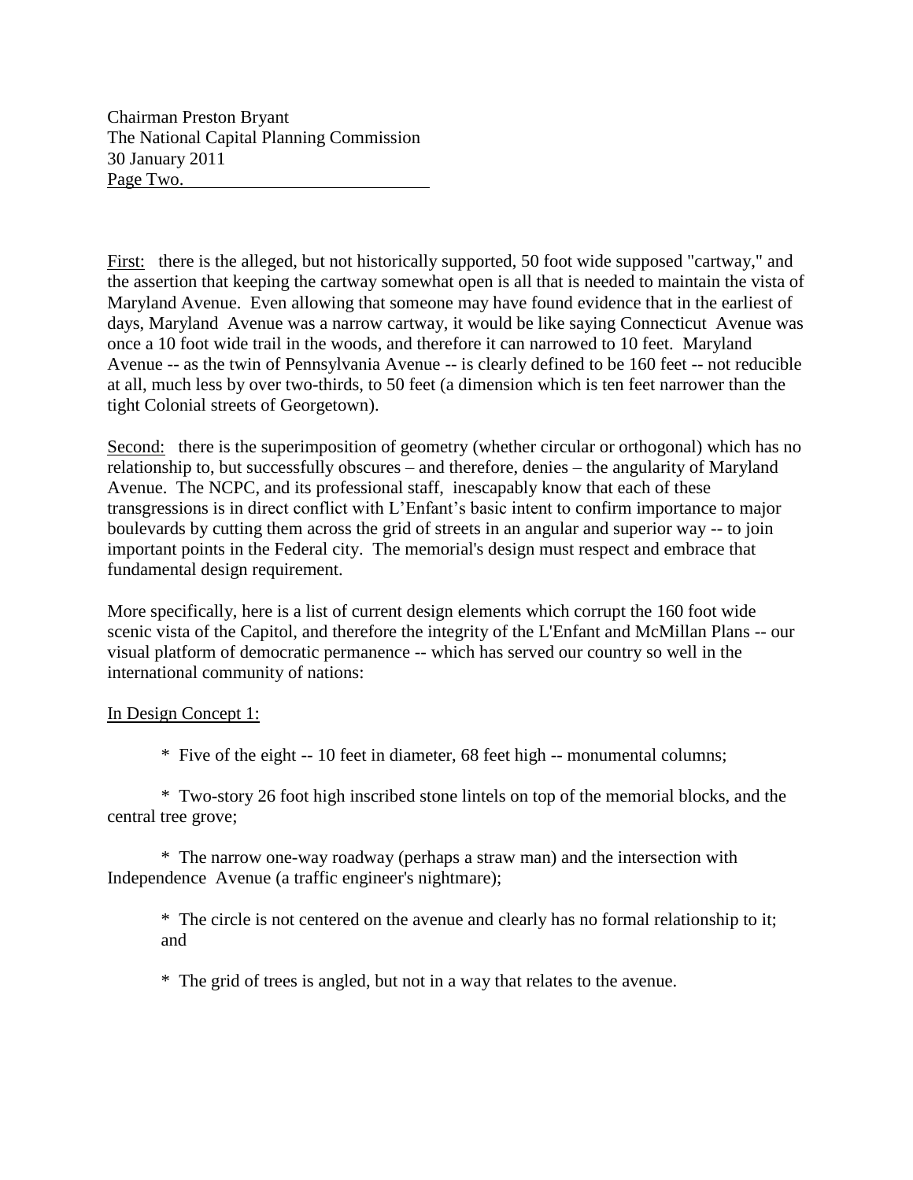First: there is the alleged, but not historically supported, 50 foot wide supposed "cartway," and the assertion that keeping the cartway somewhat open is all that is needed to maintain the vista of Maryland Avenue. Even allowing that someone may have found evidence that in the earliest of days, Maryland Avenue was a narrow cartway, it would be like saying Connecticut Avenue was once a 10 foot wide trail in the woods, and therefore it can narrowed to 10 feet. Maryland Avenue -- as the twin of Pennsylvania Avenue -- is clearly defined to be 160 feet -- not reducible at all, much less by over two-thirds, to 50 feet (a dimension which is ten feet narrower than the tight Colonial streets of Georgetown).

Second: there is the superimposition of geometry (whether circular or orthogonal) which has no relationship to, but successfully obscures – and therefore, denies – the angularity of Maryland Avenue. The NCPC, and its professional staff, inescapably know that each of these transgressions is in direct conflict with L'Enfant's basic intent to confirm importance to major boulevards by cutting them across the grid of streets in an angular and superior way -- to join important points in the Federal city. The memorial's design must respect and embrace that fundamental design requirement.

More specifically, here is a list of current design elements which corrupt the 160 foot wide scenic vista of the Capitol, and therefore the integrity of the L'Enfant and McMillan Plans -- our visual platform of democratic permanence -- which has served our country so well in the international community of nations:

In Design Concept 1:

* Five of the eight -- 10 feet in diameter, 68 feet high -- monumental columns;
* Two-story 26 foot high inscribed stone lintels on top of the memorial blocks, and the central tree grove;
* The narrow one-way roadway (perhaps a straw man) and the intersection with Independence Avenue (a traffic engineer's nightmare);
* The circle is not centered on the avenue and clearly has no formal relationship to it; and
* The grid of trees is angled, but not in a way that relates to the avenue.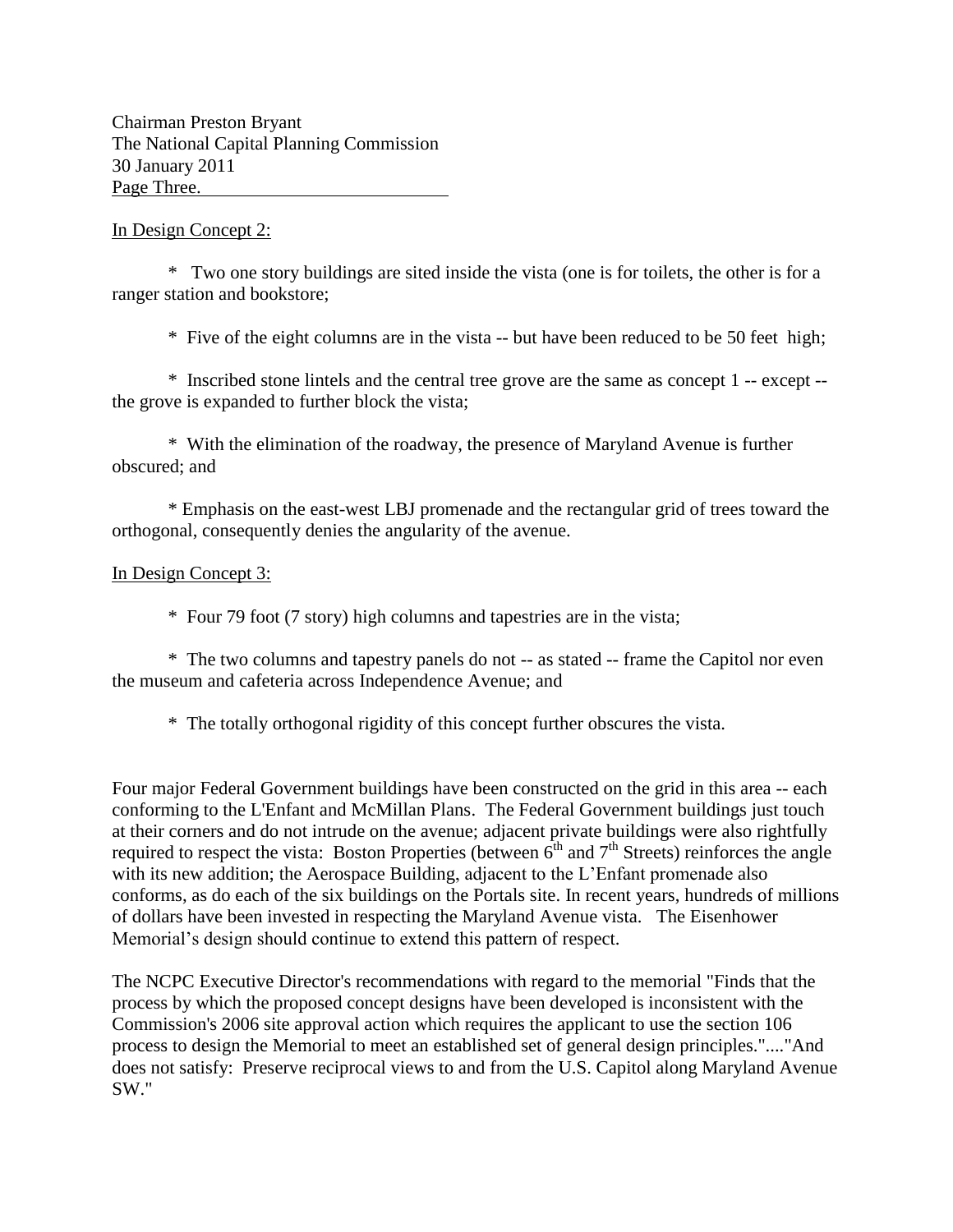Chairman Preston Bryant
The National Capital Planning Commission
30 January 2011
Page Three.

In Design Concept 2:

\* Two one story buildings are sited inside the vista (one is for toilets, the other is for a ranger station and bookstore;

\* Five of the eight columns are in the vista -- but have been reduced to be 50 feet high;

\* Inscribed stone lintels and the central tree grove are the same as concept 1 -- except -- the grove is expanded to further block the vista;

\* With the elimination of the roadway, the presence of Maryland Avenue is further obscured; and

\* Emphasis on the east-west LBJ promenade and the rectangular grid of trees toward the orthogonal, consequently denies the angularity of the avenue.

In Design Concept 3:

\* Four 79 foot (7 story) high columns and tapestries are in the vista;

\* The two columns and tapestry panels do not -- as stated -- frame the Capitol nor even the museum and cafeteria across Independence Avenue; and

\* The totally orthogonal rigidity of this concept further obscures the vista.

Four major Federal Government buildings have been constructed on the grid in this area -- each conforming to the L'Enfant and McMillan Plans. The Federal Government buildings just touch at their corners and do not intrude on the avenue; adjacent private buildings were also rightfully required to respect the vista: Boston Properties (between 6th and 7th Streets) reinforces the angle with its new addition; the Aerospace Building, adjacent to the L'Enfant promenade also conforms, as do each of the six buildings on the Portals site. In recent years, hundreds of millions of dollars have been invested in respecting the Maryland Avenue vista. The Eisenhower Memorial's design should continue to extend this pattern of respect.

The NCPC Executive Director's recommendations with regard to the memorial "Finds that the process by which the proposed concept designs have been developed is inconsistent with the Commission's 2006 site approval action which requires the applicant to use the section 106 process to design the Memorial to meet an established set of general design principles."...."And does not satisfy: Preserve reciprocal views to and from the U.S. Capitol along Maryland Avenue SW."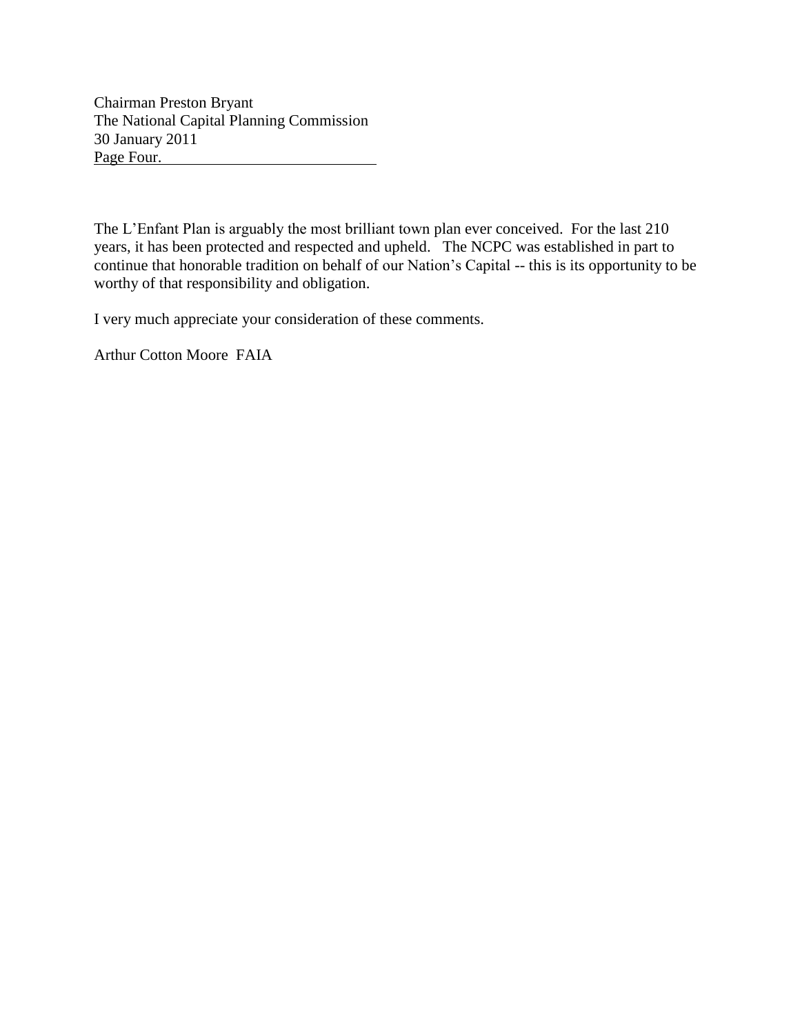The L'Enfant Plan is arguably the most brilliant town plan ever conceived. For the last 210 years, it has been protected and respected and upheld. The NCPC was established in part to continue that honorable tradition on behalf of our Nation's Capital -- this is its opportunity to be worthy of that responsibility and obligation.

I very much appreciate your consideration of these comments.

Arthur Cotton Moore FAIA